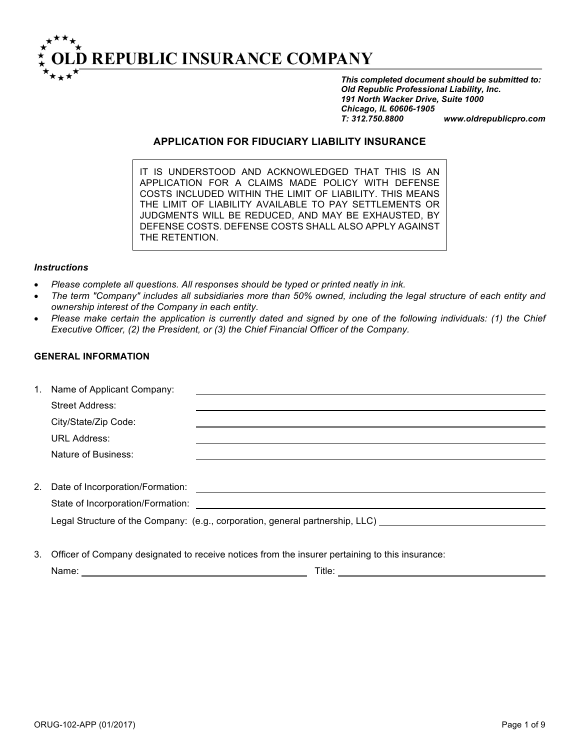# OLD REPUBLIC INSURANCE COMPANY

*This completed document should be submitted to:*
***Old Republic Professional Liability, Inc.***
***191 North Wacker Drive, Suite 1000***
***Chicago, IL 60606-1905***
***T: 312.750.8800 www.oldrepublicpro.com***

## APPLICATION FOR FIDUCIARY LIABILITY INSURANCE

IT IS UNDERSTOOD AND ACKNOWLEDGED THAT THIS IS AN APPLICATION FOR A CLAIMS MADE POLICY WITH DEFENSE COSTS INCLUDED WITHIN THE LIMIT OF LIABILITY. THIS MEANS THE LIMIT OF LIABILITY AVAILABLE TO PAY SETTLEMENTS OR JUDGMENTS WILL BE REDUCED, AND MAY BE EXHAUSTED, BY DEFENSE COSTS. DEFENSE COSTS SHALL ALSO APPLY AGAINST THE RETENTION.

***Instructions***

- *Please complete all questions. All responses should be typed or printed neatly in ink.*
- *The term "Company" includes all subsidiaries more than 50% owned, including the legal structure of each entity and ownership interest of the Company in each entity.*
- *Please make certain the application is currently dated and signed by one of the following individuals: (1) the Chief Executive Officer, (2) the President, or (3) the Chief Financial Officer of the Company.*

### GENERAL INFORMATION

1. Name of Applicant Company: ______________________________
   Street Address: ______________________________
   City/State/Zip Code: ______________________________
   URL Address: ______________________________
   Nature of Business: ______________________________

2. Date of Incorporation/Formation: ______________________________
   State of Incorporation/Formation: ______________________________
   Legal Structure of the Company: (e.g., corporation, general partnership, LLC) ______________________________

3. Officer of Company designated to receive notices from the insurer pertaining to this insurance:
   Name: ______________________________ Title: ______________________________

ORUG-102-APP (01/2017)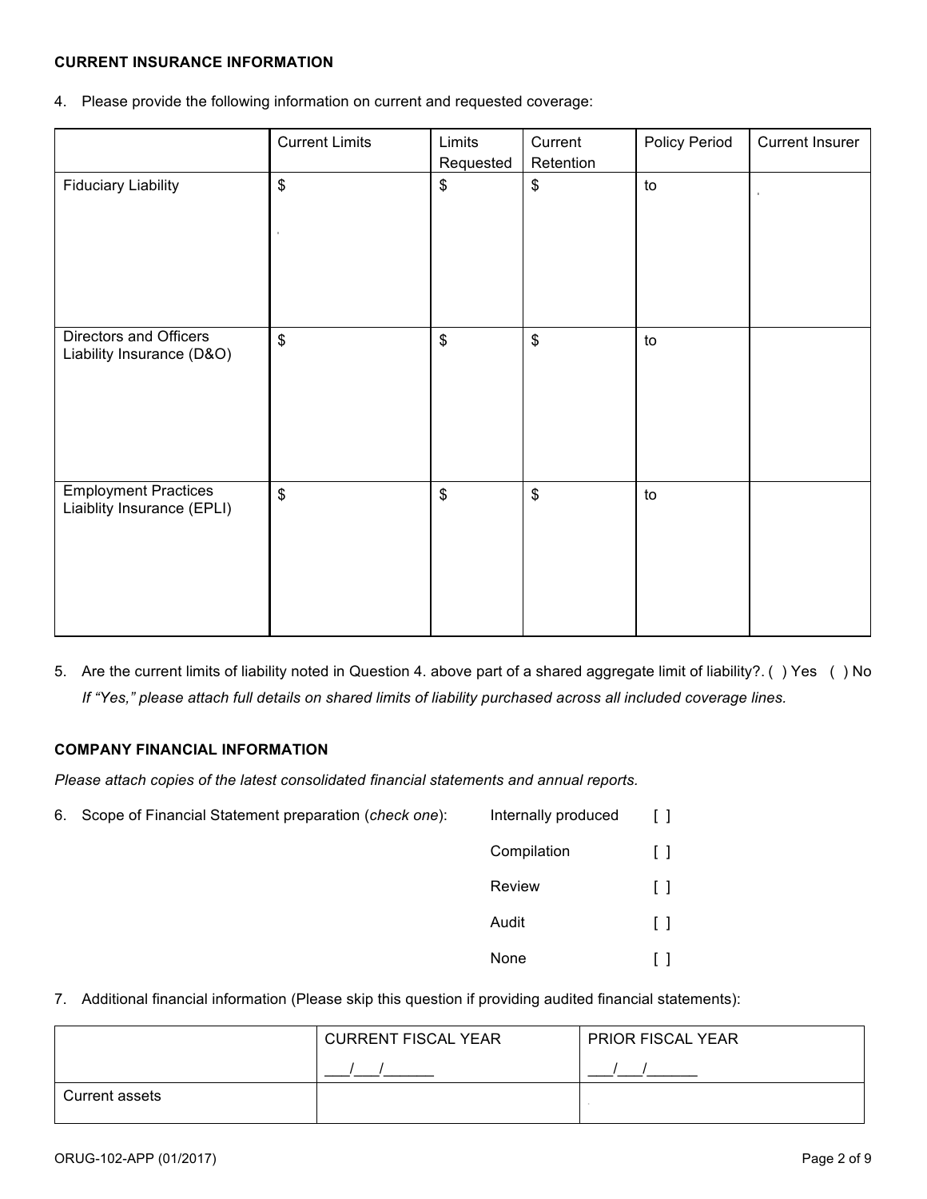**CURRENT INSURANCE INFORMATION**

4. Please provide the following information on current and requested coverage:

| | Current Limits | Limits Requested | Current Retention | Policy Period | Current Insurer |
|---|---|---|---|---|---|
| Fiduciary Liability | $ | $ | $ | to | |
| Directors and Officers Liability Insurance (D&O) | $ | $ | $ | to | |
| Employment Practices Liaiblity Insurance (EPLI) | $ | $ | $ | to | |

5. Are the current limits of liability noted in Question 4. above part of a shared aggregate limit of liability?. ( ) Yes ( ) No

   *If "Yes," please attach full details on shared limits of liability purchased across all included coverage lines.*

**COMPANY FINANCIAL INFORMATION**

*Please attach copies of the latest consolidated financial statements and annual reports.*

6. Scope of Financial Statement preparation (*check one*):

   Internally produced [ ]

   Compilation [ ]

   Review [ ]

   Audit [ ]

   None [ ]

7. Additional financial information (Please skip this question if providing audited financial statements):

| | CURRENT FISCAL YEAR ___/___/______ | PRIOR FISCAL YEAR ___/___/______ |
|---|---|---|
| Current assets | | |

ORUG-102-APP (01/2017)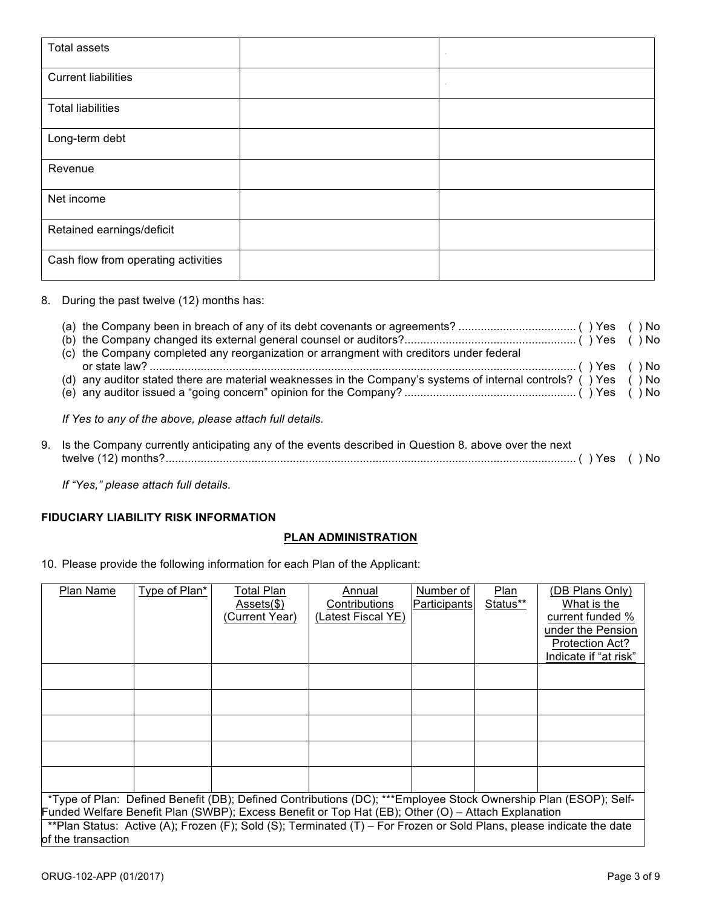| Total assets | | |
|---|---|---|
| Current liabilities | | |
| Total liabilities | | |
| Long-term debt | | |
| Revenue | | |
| Net income | | |
| Retained earnings/deficit | | |
| Cash flow from operating activities | | |

8. During the past twelve (12) months has:

   (a) the Company been in breach of any of its debt covenants or agreements? .................................... ( ) Yes ( ) No
   (b) the Company changed its external general counsel or auditors?..................................................... ( ) Yes ( ) No
   (c) the Company completed any reorganization or arrangment with creditors under federal or state law? ..................................................................................................................................... ( ) Yes ( ) No
   (d) any auditor stated there are material weaknesses in the Company's systems of internal controls? ( ) Yes ( ) No
   (e) any auditor issued a "going concern" opinion for the Company? ..................................................... ( ) Yes ( ) No

   *If Yes to any of the above, please attach full details.*

9. Is the Company currently anticipating any of the events described in Question 8. above over the next twelve (12) months?................................................................................................................................ ( ) Yes ( ) No

   *If "Yes," please attach full details.*

**FIDUCIARY LIABILITY RISK INFORMATION**

**PLAN ADMINISTRATION**

10. Please provide the following information for each Plan of the Applicant:

| Plan Name | Type of Plan* | Total Plan Assets($) (Current Year) | Annual Contributions (Latest Fiscal YE) | Number of Participants | Plan Status** | (DB Plans Only) What is the current funded % under the Pension Protection Act? Indicate if "at risk" |
|---|---|---|---|---|---|---|
| | | | | | | |
| | | | | | | |
| | | | | | | |
| | | | | | | |
| | | | | | | |
| *Type of Plan: Defined Benefit (DB); Defined Contributions (DC); ***Employee Stock Ownership Plan (ESOP); Self-Funded Welfare Benefit Plan (SWBP); Excess Benefit or Top Hat (EB); Other (O) – Attach Explanation | | | | | | |
| **Plan Status: Active (A); Frozen (F); Sold (S); Terminated (T) – For Frozen or Sold Plans, please indicate the date of the transaction | | | | | | |

ORUG-102-APP (01/2017)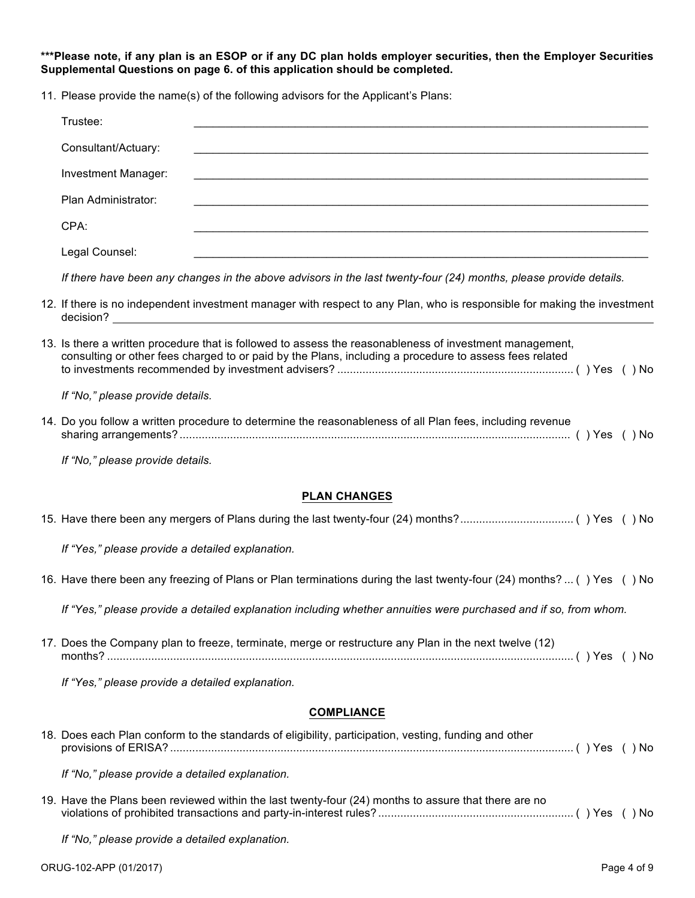**\*\*\*Please note, if any plan is an ESOP or if any DC plan holds employer securities, then the Employer Securities Supplemental Questions on page 6. of this application should be completed.**

11. Please provide the name(s) of the following advisors for the Applicant's Plans:

    Trustee: \_\_\_\_\_\_\_\_\_\_\_\_\_\_\_\_\_\_\_\_\_\_\_\_\_\_\_\_\_\_\_\_\_\_\_\_\_\_\_\_

    Consultant/Actuary: \_\_\_\_\_\_\_\_\_\_\_\_\_\_\_\_\_\_\_\_\_\_\_\_\_\_\_\_\_\_\_\_\_\_\_\_\_\_\_\_

    Investment Manager: \_\_\_\_\_\_\_\_\_\_\_\_\_\_\_\_\_\_\_\_\_\_\_\_\_\_\_\_\_\_\_\_\_\_\_\_\_\_\_\_

    Plan Administrator: \_\_\_\_\_\_\_\_\_\_\_\_\_\_\_\_\_\_\_\_\_\_\_\_\_\_\_\_\_\_\_\_\_\_\_\_\_\_\_\_

    CPA: \_\_\_\_\_\_\_\_\_\_\_\_\_\_\_\_\_\_\_\_\_\_\_\_\_\_\_\_\_\_\_\_\_\_\_\_\_\_\_\_

    Legal Counsel: \_\_\_\_\_\_\_\_\_\_\_\_\_\_\_\_\_\_\_\_\_\_\_\_\_\_\_\_\_\_\_\_\_\_\_\_\_\_\_\_

    *If there have been any changes in the above advisors in the last twenty-four (24) months, please provide details.*

12. If there is no independent investment manager with respect to any Plan, who is responsible for making the investment decision? \_\_\_\_\_\_\_\_\_\_\_\_\_\_\_\_\_\_\_\_\_\_\_\_\_\_\_\_\_\_\_\_\_\_\_\_\_\_\_\_

13. Is there a written procedure that is followed to assess the reasonableness of investment management, consulting or other fees charged to or paid by the Plans, including a procedure to assess fees related to investments recommended by investment advisers? .......... ( ) Yes ( ) No

    *If "No," please provide details.*

14. Do you follow a written procedure to determine the reasonableness of all Plan fees, including revenue sharing arrangements? .......... ( ) Yes ( ) No

    *If "No," please provide details.*

## PLAN CHANGES

15. Have there been any mergers of Plans during the last twenty-four (24) months? .......... ( ) Yes ( ) No

    *If "Yes," please provide a detailed explanation.*

16. Have there been any freezing of Plans or Plan terminations during the last twenty-four (24) months? ... ( ) Yes ( ) No

    *If "Yes," please provide a detailed explanation including whether annuities were purchased and if so, from whom.*

17. Does the Company plan to freeze, terminate, merge or restructure any Plan in the next twelve (12) months? .......... ( ) Yes ( ) No

    *If "Yes," please provide a detailed explanation.*

## COMPLIANCE

18. Does each Plan conform to the standards of eligibility, participation, vesting, funding and other provisions of ERISA? .......... ( ) Yes ( ) No

    *If "No," please provide a detailed explanation.*

19. Have the Plans been reviewed within the last twenty-four (24) months to assure that there are no violations of prohibited transactions and party-in-interest rules? .......... ( ) Yes ( ) No

    *If "No," please provide a detailed explanation.*

ORUG-102-APP (01/2017)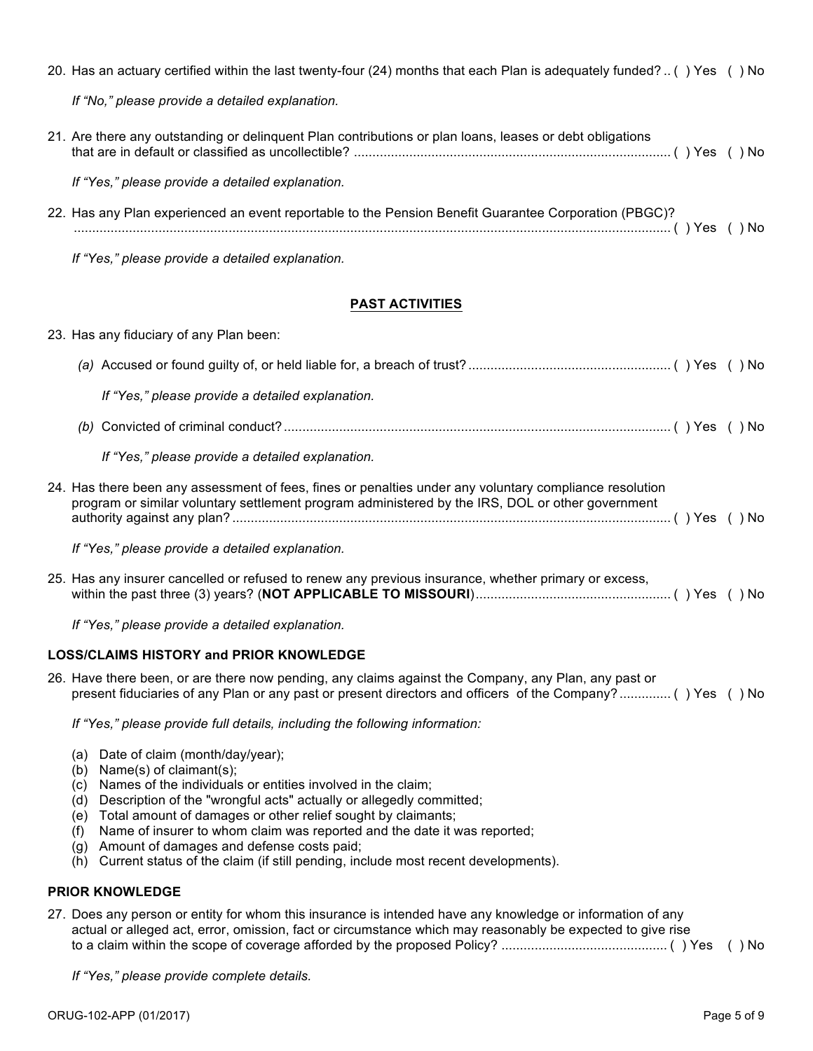20. Has an actuary certified within the last twenty-four (24) months that each Plan is adequately funded? .. ( ) Yes ( ) No

    *If "No," please provide a detailed explanation.*

21. Are there any outstanding or delinquent Plan contributions or plan loans, leases or debt obligations that are in default or classified as uncollectible? ..................................................................................... ( ) Yes ( ) No

    *If "Yes," please provide a detailed explanation.*

22. Has any Plan experienced an event reportable to the Pension Benefit Guarantee Corporation (PBGC)? .............................................................................................................................................................. ( ) Yes ( ) No

    *If "Yes," please provide a detailed explanation.*

## PAST ACTIVITIES

23. Has any fiduciary of any Plan been:

    *(a)* Accused or found guilty of, or held liable for, a breach of trust? ...................................................... ( ) Yes ( ) No

    *If "Yes," please provide a detailed explanation.*

    *(b)* Convicted of criminal conduct? ......................................................................................................... ( ) Yes ( ) No

    *If "Yes," please provide a detailed explanation.*

24. Has there been any assessment of fees, fines or penalties under any voluntary compliance resolution program or similar voluntary settlement program administered by the IRS, DOL or other government authority against any plan? ...................................................................................................................... ( ) Yes ( ) No

    *If "Yes," please provide a detailed explanation.*

25. Has any insurer cancelled or refused to renew any previous insurance, whether primary or excess, within the past three (3) years? (**NOT APPLICABLE TO MISSOURI**).................................................... ( ) Yes ( ) No

    *If "Yes," please provide a detailed explanation.*

### LOSS/CLAIMS HISTORY and PRIOR KNOWLEDGE

26. Have there been, or are there now pending, any claims against the Company, any Plan, any past or present fiduciaries of any Plan or any past or present directors and officers of the Company? .............. ( ) Yes ( ) No

    *If "Yes," please provide full details, including the following information:*

    (a) Date of claim (month/day/year);
    (b) Name(s) of claimant(s);
    (c) Names of the individuals or entities involved in the claim;
    (d) Description of the "wrongful acts" actually or allegedly committed;
    (e) Total amount of damages or other relief sought by claimants;
    (f) Name of insurer to whom claim was reported and the date it was reported;
    (g) Amount of damages and defense costs paid;
    (h) Current status of the claim (if still pending, include most recent developments).

### PRIOR KNOWLEDGE

27. Does any person or entity for whom this insurance is intended have any knowledge or information of any actual or alleged act, error, omission, fact or circumstance which may reasonably be expected to give rise to a claim within the scope of coverage afforded by the proposed Policy? ............................................. ( ) Yes ( ) No

    *If "Yes," please provide complete details.*

ORUG-102-APP (01/2017)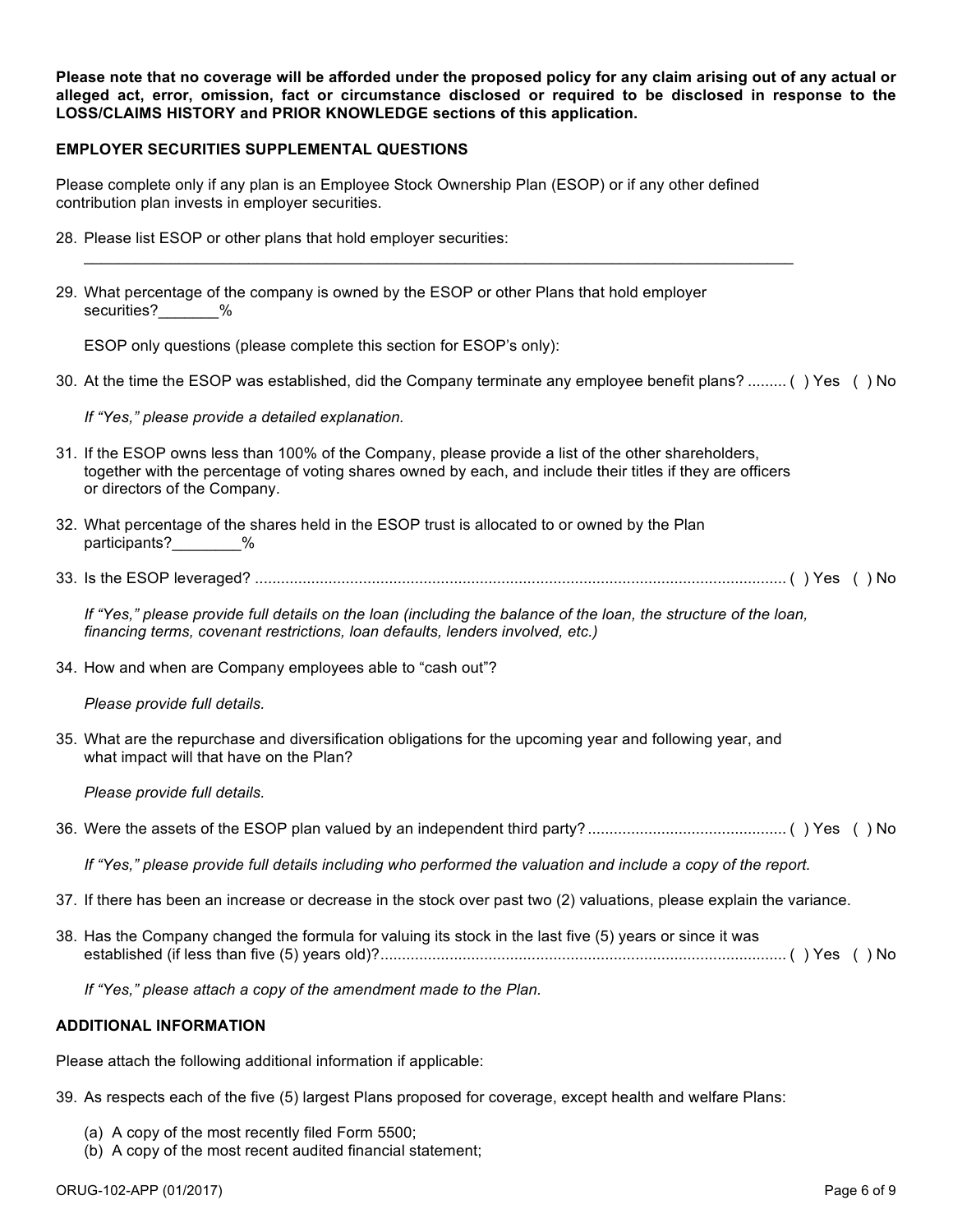**Please note that no coverage will be afforded under the proposed policy for any claim arising out of any actual or alleged act, error, omission, fact or circumstance disclosed or required to be disclosed in response to the LOSS/CLAIMS HISTORY and PRIOR KNOWLEDGE sections of this application.**

## EMPLOYER SECURITIES SUPPLEMENTAL QUESTIONS

Please complete only if any plan is an Employee Stock Ownership Plan (ESOP) or if any other defined contribution plan invests in employer securities.

28. Please list ESOP or other plans that hold employer securities:
    \_\_\_\_\_\_\_\_\_\_\_\_\_\_\_\_\_\_\_\_\_\_\_\_\_\_\_\_\_\_\_\_\_\_\_\_\_\_\_\_\_\_\_\_\_\_\_\_\_\_\_\_\_\_\_\_\_\_\_\_\_\_\_\_\_\_\_\_\_\_\_\_\_\_\_\_\_\_\_\_

29. What percentage of the company is owned by the ESOP or other Plans that hold employer securities?\_\_\_\_\_\_\_%

    ESOP only questions (please complete this section for ESOP's only):

30. At the time the ESOP was established, did the Company terminate any employee benefit plans? ......... ( ) Yes ( ) No

    *If "Yes," please provide a detailed explanation.*

31. If the ESOP owns less than 100% of the Company, please provide a list of the other shareholders, together with the percentage of voting shares owned by each, and include their titles if they are officers or directors of the Company.

32. What percentage of the shares held in the ESOP trust is allocated to or owned by the Plan participants?\_\_\_\_\_\_\_\_%

33. Is the ESOP leveraged? .......................................................................................................................... ( ) Yes ( ) No

    *If "Yes," please provide full details on the loan (including the balance of the loan, the structure of the loan, financing terms, covenant restrictions, loan defaults, lenders involved, etc.)*

34. How and when are Company employees able to "cash out"?

    *Please provide full details.*

35. What are the repurchase and diversification obligations for the upcoming year and following year, and what impact will that have on the Plan?

    *Please provide full details.*

36. Were the assets of the ESOP plan valued by an independent third party? ............................................. ( ) Yes ( ) No

    *If "Yes," please provide full details including who performed the valuation and include a copy of the report.*

37. If there has been an increase or decrease in the stock over past two (2) valuations, please explain the variance.

38. Has the Company changed the formula for valuing its stock in the last five (5) years or since it was established (if less than five (5) years old)?............................................................................................. ( ) Yes ( ) No

    *If "Yes," please attach a copy of the amendment made to the Plan.*

## ADDITIONAL INFORMATION

Please attach the following additional information if applicable:

39. As respects each of the five (5) largest Plans proposed for coverage, except health and welfare Plans:

    (a) A copy of the most recently filed Form 5500;
    (b) A copy of the most recent audited financial statement;

ORUG-102-APP (01/2017)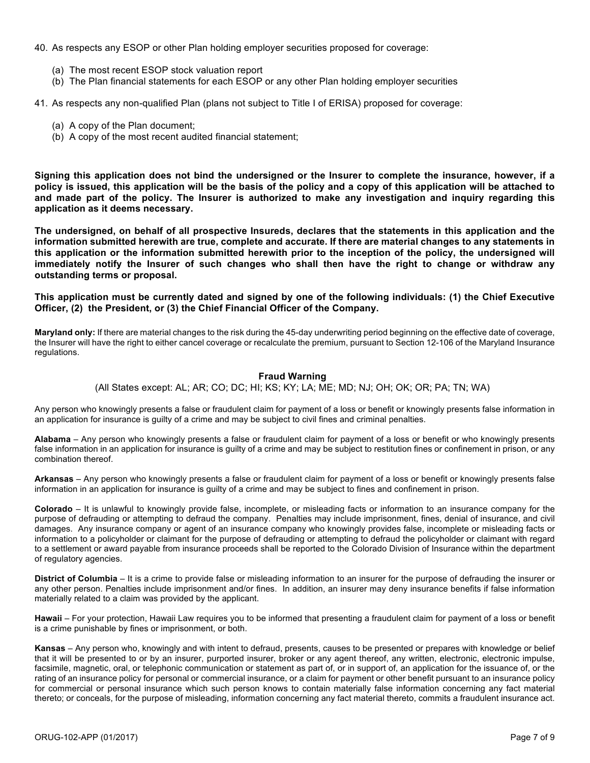40. As respects any ESOP or other Plan holding employer securities proposed for coverage:

    (a) The most recent ESOP stock valuation report
    (b) The Plan financial statements for each ESOP or any other Plan holding employer securities

41. As respects any non-qualified Plan (plans not subject to Title I of ERISA) proposed for coverage:

    (a) A copy of the Plan document;
    (b) A copy of the most recent audited financial statement;

**Signing this application does not bind the undersigned or the Insurer to complete the insurance, however, if a policy is issued, this application will be the basis of the policy and a copy of this application will be attached to and made part of the policy. The Insurer is authorized to make any investigation and inquiry regarding this application as it deems necessary.**

**The undersigned, on behalf of all prospective Insureds, declares that the statements in this application and the information submitted herewith are true, complete and accurate. If there are material changes to any statements in this application or the information submitted herewith prior to the inception of the policy, the undersigned will immediately notify the Insurer of such changes who shall then have the right to change or withdraw any outstanding terms or proposal.**

**This application must be currently dated and signed by one of the following individuals: (1) the Chief Executive Officer, (2) the President, or (3) the Chief Financial Officer of the Company.**

**Maryland only:** If there are material changes to the risk during the 45-day underwriting period beginning on the effective date of coverage, the Insurer will have the right to either cancel coverage or recalculate the premium, pursuant to Section 12-106 of the Maryland Insurance regulations.

### Fraud Warning

(All States except: AL; AR; CO; DC; HI; KS; KY; LA; ME; MD; NJ; OH; OK; OR; PA; TN; WA)

Any person who knowingly presents a false or fraudulent claim for payment of a loss or benefit or knowingly presents false information in an application for insurance is guilty of a crime and may be subject to civil fines and criminal penalties.

**Alabama** – Any person who knowingly presents a false or fraudulent claim for payment of a loss or benefit or who knowingly presents false information in an application for insurance is guilty of a crime and may be subject to restitution fines or confinement in prison, or any combination thereof.

**Arkansas** – Any person who knowingly presents a false or fraudulent claim for payment of a loss or benefit or knowingly presents false information in an application for insurance is guilty of a crime and may be subject to fines and confinement in prison.

**Colorado** – It is unlawful to knowingly provide false, incomplete, or misleading facts or information to an insurance company for the purpose of defrauding or attempting to defraud the company. Penalties may include imprisonment, fines, denial of insurance, and civil damages. Any insurance company or agent of an insurance company who knowingly provides false, incomplete or misleading facts or information to a policyholder or claimant for the purpose of defrauding or attempting to defraud the policyholder or claimant with regard to a settlement or award payable from insurance proceeds shall be reported to the Colorado Division of Insurance within the department of regulatory agencies.

**District of Columbia** – It is a crime to provide false or misleading information to an insurer for the purpose of defrauding the insurer or any other person. Penalties include imprisonment and/or fines. In addition, an insurer may deny insurance benefits if false information materially related to a claim was provided by the applicant.

**Hawaii** – For your protection, Hawaii Law requires you to be informed that presenting a fraudulent claim for payment of a loss or benefit is a crime punishable by fines or imprisonment, or both.

**Kansas** – Any person who, knowingly and with intent to defraud, presents, causes to be presented or prepares with knowledge or belief that it will be presented to or by an insurer, purported insurer, broker or any agent thereof, any written, electronic, electronic impulse, facsimile, magnetic, oral, or telephonic communication or statement as part of, or in support of, an application for the issuance of, or the rating of an insurance policy for personal or commercial insurance, or a claim for payment or other benefit pursuant to an insurance policy for commercial or personal insurance which such person knows to contain materially false information concerning any fact material thereto; or conceals, for the purpose of misleading, information concerning any fact material thereto, commits a fraudulent insurance act.

ORUG-102-APP (01/2017)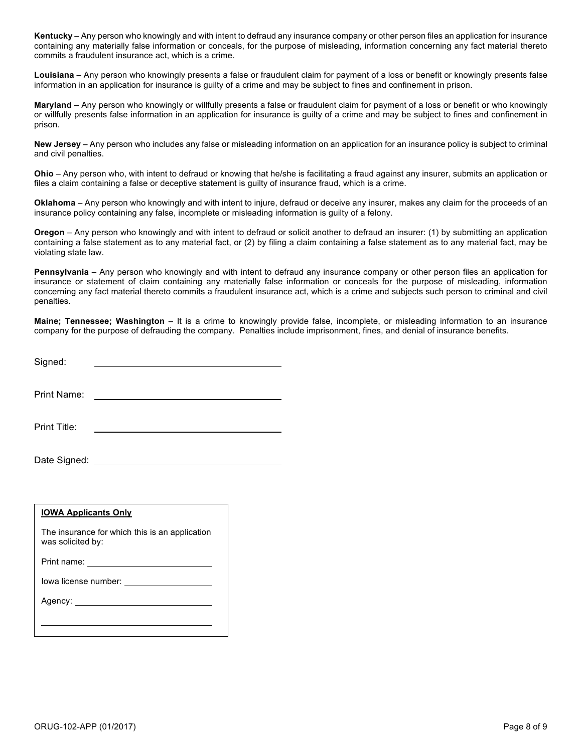**Kentucky** – Any person who knowingly and with intent to defraud any insurance company or other person files an application for insurance containing any materially false information or conceals, for the purpose of misleading, information concerning any fact material thereto commits a fraudulent insurance act, which is a crime.

**Louisiana** – Any person who knowingly presents a false or fraudulent claim for payment of a loss or benefit or knowingly presents false information in an application for insurance is guilty of a crime and may be subject to fines and confinement in prison.

**Maryland** – Any person who knowingly or willfully presents a false or fraudulent claim for payment of a loss or benefit or who knowingly or willfully presents false information in an application for insurance is guilty of a crime and may be subject to fines and confinement in prison.

**New Jersey** – Any person who includes any false or misleading information on an application for an insurance policy is subject to criminal and civil penalties.

**Ohio** – Any person who, with intent to defraud or knowing that he/she is facilitating a fraud against any insurer, submits an application or files a claim containing a false or deceptive statement is guilty of insurance fraud, which is a crime.

**Oklahoma** – Any person who knowingly and with intent to injure, defraud or deceive any insurer, makes any claim for the proceeds of an insurance policy containing any false, incomplete or misleading information is guilty of a felony.

**Oregon** – Any person who knowingly and with intent to defraud or solicit another to defraud an insurer: (1) by submitting an application containing a false statement as to any material fact, or (2) by filing a claim containing a false statement as to any material fact, may be violating state law.

**Pennsylvania** – Any person who knowingly and with intent to defraud any insurance company or other person files an application for insurance or statement of claim containing any materially false information or conceals for the purpose of misleading, information concerning any fact material thereto commits a fraudulent insurance act, which is a crime and subjects such person to criminal and civil penalties.

**Maine; Tennessee; Washington** – It is a crime to knowingly provide false, incomplete, or misleading information to an insurance company for the purpose of defrauding the company. Penalties include imprisonment, fines, and denial of insurance benefits.

Signed: ______________________________

Print Name: ______________________________

Print Title: ______________________________

Date Signed: ______________________________

**IOWA Applicants Only**

The insurance for which this is an application was solicited by:

Print name: ______________________________

Iowa license number: ______________________

Agency: ______________________________

______________________________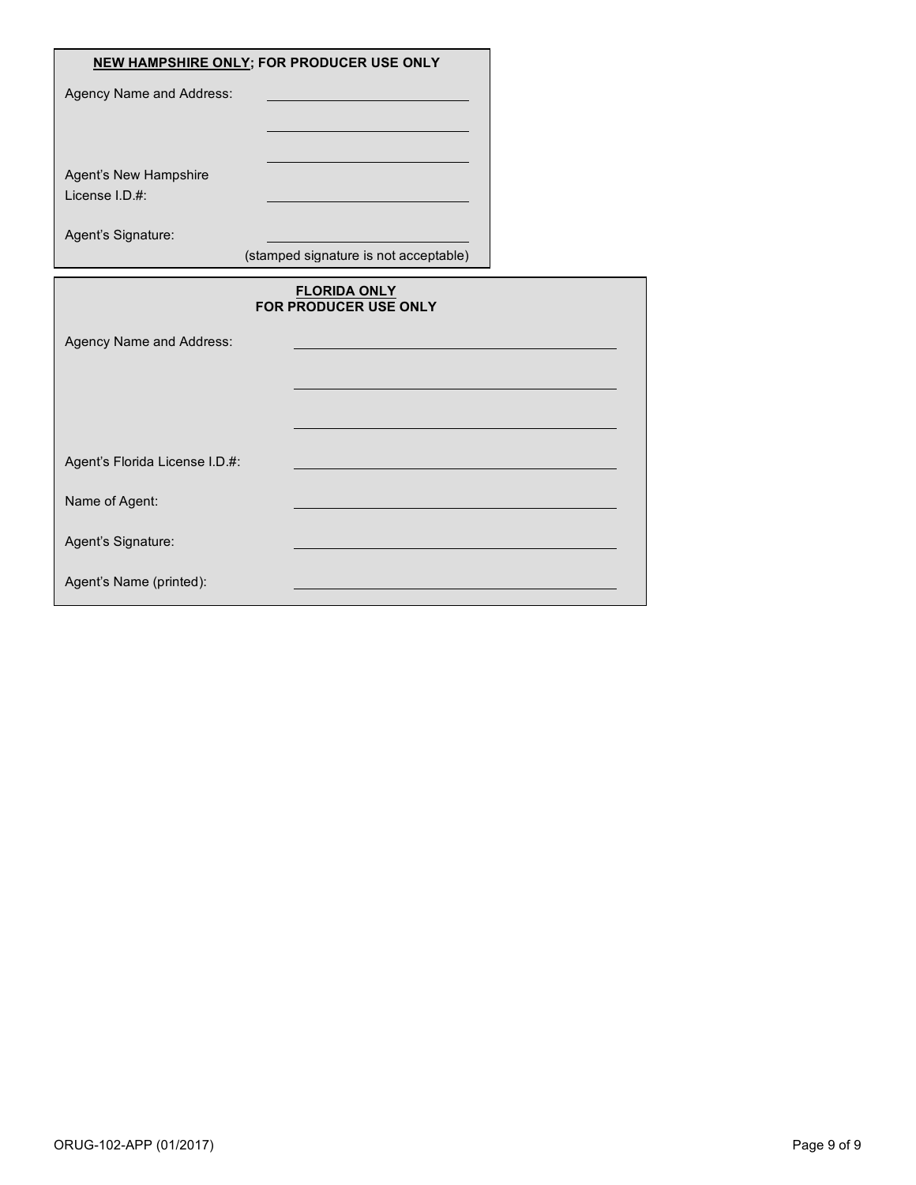**<u>NEW HAMPSHIRE ONLY</u>; FOR PRODUCER USE ONLY**

Agency Name and Address: ______________________

______________________

______________________

Agent's New Hampshire License I.D.#: ______________________

Agent's Signature: ______________________
(stamped signature is not acceptable)

**<u>FLORIDA ONLY</u>**
**FOR PRODUCER USE ONLY**

Agency Name and Address: ______________________

______________________

______________________

Agent's Florida License I.D.#: ______________________

Name of Agent: ______________________

Agent's Signature: ______________________

Agent's Name (printed): ______________________

ORUG-102-APP (01/2017)